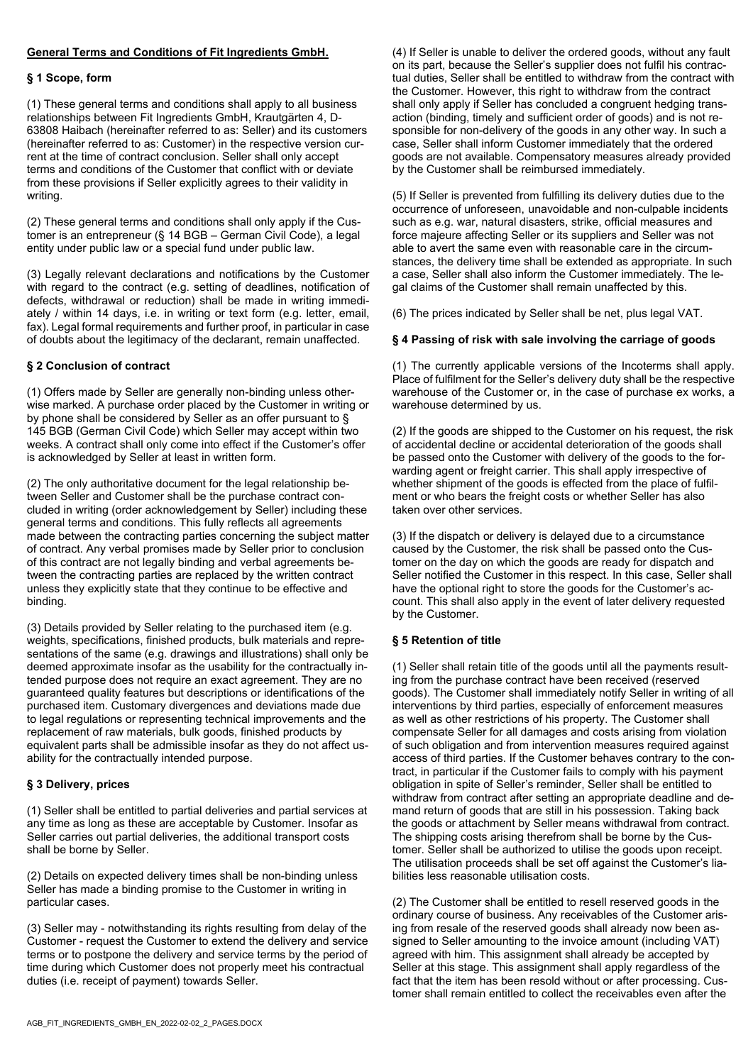**General Terms and Conditions of Fit Ingredients GmbH.**

## § 1 Scope, form

(1) These general terms and conditions shall apply to all business relationships between Fit Ingredients GmbH, Krautgärten 4, D-63808 Haibach (hereinafter referred to as: Seller) and its customers (hereinafter referred to as: Customer) in the respective version current at the time of contract conclusion. Seller shall only accept terms and conditions of the Customer that conflict with or deviate from these provisions if Seller explicitly agrees to their validity in writing.

(2) These general terms and conditions shall only apply if the Customer is an entrepreneur (§ 14 BGB – German Civil Code), a legal entity under public law or a special fund under public law.

(3) Legally relevant declarations and notifications by the Customer with regard to the contract (e.g. setting of deadlines, notification of defects, withdrawal or reduction) shall be made in writing immediately / within 14 days, i.e. in writing or text form (e.g. letter, email, fax). Legal formal requirements and further proof, in particular in case of doubts about the legitimacy of the declarant, remain unaffected.

## § 2 Conclusion of contract

(1) Offers made by Seller are generally non-binding unless otherwise marked. A purchase order placed by the Customer in writing or by phone shall be considered by Seller as an offer pursuant to § 145 BGB (German Civil Code) which Seller may accept within two weeks. A contract shall only come into effect if the Customer's offer is acknowledged by Seller at least in written form.

(2) The only authoritative document for the legal relationship between Seller and Customer shall be the purchase contract concluded in writing (order acknowledgement by Seller) including these general terms and conditions. This fully reflects all agreements made between the contracting parties concerning the subject matter of contract. Any verbal promises made by Seller prior to conclusion of this contract are not legally binding and verbal agreements between the contracting parties are replaced by the written contract unless they explicitly state that they continue to be effective and binding.

(3) Details provided by Seller relating to the purchased item (e.g. weights, specifications, finished products, bulk materials and representations of the same (e.g. drawings and illustrations) shall only be deemed approximate insofar as the usability for the contractually intended purpose does not require an exact agreement. They are no guaranteed quality features but descriptions or identifications of the purchased item. Customary divergences and deviations made due to legal regulations or representing technical improvements and the replacement of raw materials, bulk goods, finished products by equivalent parts shall be admissible insofar as they do not affect usability for the contractually intended purpose.

## § 3 Delivery, prices

(1) Seller shall be entitled to partial deliveries and partial services at any time as long as these are acceptable by Customer. Insofar as Seller carries out partial deliveries, the additional transport costs shall be borne by Seller.

(2) Details on expected delivery times shall be non-binding unless Seller has made a binding promise to the Customer in writing in particular cases.

(3) Seller may - notwithstanding its rights resulting from delay of the Customer - request the Customer to extend the delivery and service terms or to postpone the delivery and service terms by the period of time during which Customer does not properly meet his contractual duties (i.e. receipt of payment) towards Seller.

(4) If Seller is unable to deliver the ordered goods, without any fault on its part, because the Seller's supplier does not fulfil his contractual duties, Seller shall be entitled to withdraw from the contract with the Customer. However, this right to withdraw from the contract shall only apply if Seller has concluded a congruent hedging transaction (binding, timely and sufficient order of goods) and is not responsible for non-delivery of the goods in any other way. In such a case, Seller shall inform Customer immediately that the ordered goods are not available. Compensatory measures already provided by the Customer shall be reimbursed immediately.

(5) If Seller is prevented from fulfilling its delivery duties due to the occurrence of unforeseen, unavoidable and non-culpable incidents such as e.g. war, natural disasters, strike, official measures and force majeure affecting Seller or its suppliers and Seller was not able to avert the same even with reasonable care in the circumstances, the delivery time shall be extended as appropriate. In such a case, Seller shall also inform the Customer immediately. The legal claims of the Customer shall remain unaffected by this.

(6) The prices indicated by Seller shall be net, plus legal VAT.

## § 4 Passing of risk with sale involving the carriage of goods

(1) The currently applicable versions of the Incoterms shall apply. Place of fulfilment for the Seller's delivery duty shall be the respective warehouse of the Customer or, in the case of purchase ex works, a warehouse determined by us.

(2) If the goods are shipped to the Customer on his request, the risk of accidental decline or accidental deterioration of the goods shall be passed onto the Customer with delivery of the goods to the forwarding agent or freight carrier. This shall apply irrespective of whether shipment of the goods is effected from the place of fulfilment or who bears the freight costs or whether Seller has also taken over other services.

(3) If the dispatch or delivery is delayed due to a circumstance caused by the Customer, the risk shall be passed onto the Customer on the day on which the goods are ready for dispatch and Seller notified the Customer in this respect. In this case, Seller shall have the optional right to store the goods for the Customer's account. This shall also apply in the event of later delivery requested by the Customer.

## § 5 Retention of title

(1) Seller shall retain title of the goods until all the payments resulting from the purchase contract have been received (reserved goods). The Customer shall immediately notify Seller in writing of all interventions by third parties, especially of enforcement measures as well as other restrictions of his property. The Customer shall compensate Seller for all damages and costs arising from violation of such obligation and from intervention measures required against access of third parties. If the Customer behaves contrary to the contract, in particular if the Customer fails to comply with his payment obligation in spite of Seller's reminder, Seller shall be entitled to withdraw from contract after setting an appropriate deadline and demand return of goods that are still in his possession. Taking back the goods or attachment by Seller means withdrawal from contract. The shipping costs arising therefrom shall be borne by the Customer. Seller shall be authorized to utilise the goods upon receipt. The utilisation proceeds shall be set off against the Customer's liabilities less reasonable utilisation costs.

(2) The Customer shall be entitled to resell reserved goods in the ordinary course of business. Any receivables of the Customer arising from resale of the reserved goods shall already now been assigned to Seller amounting to the invoice amount (including VAT) agreed with him. This assignment shall already be accepted by Seller at this stage. This assignment shall apply regardless of the fact that the item has been resold without or after processing. Customer shall remain entitled to collect the receivables even after the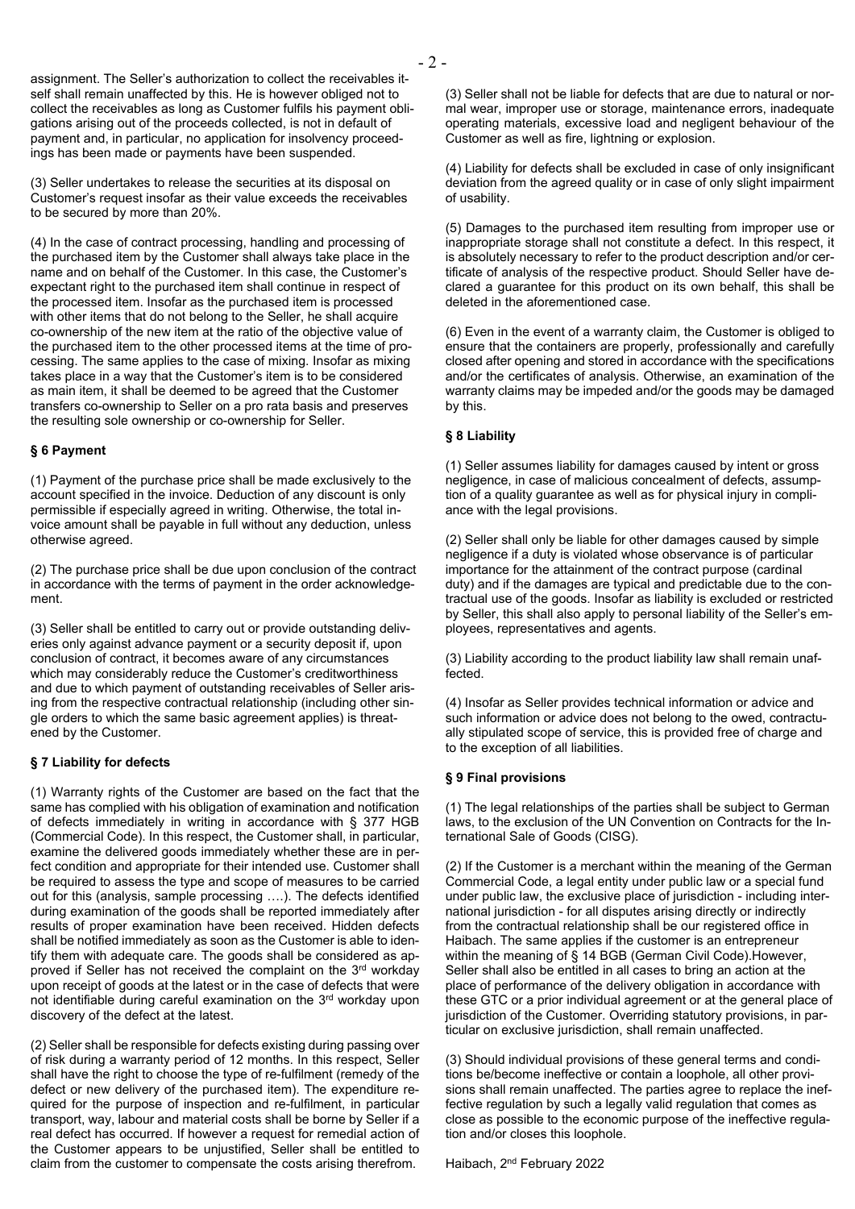assignment. The Seller's authorization to collect the receivables itself shall remain unaffected by this. He is however obliged not to collect the receivables as long as Customer fulfils his payment obligations arising out of the proceeds collected, is not in default of payment and, in particular, no application for insolvency proceedings has been made or payments have been suspended.

(3) Seller undertakes to release the securities at its disposal on Customer's request insofar as their value exceeds the receivables to be secured by more than 20%.

(4) In the case of contract processing, handling and processing of the purchased item by the Customer shall always take place in the name and on behalf of the Customer. In this case, the Customer's expectant right to the purchased item shall continue in respect of the processed item. Insofar as the purchased item is processed with other items that do not belong to the Seller, he shall acquire co-ownership of the new item at the ratio of the objective value of the purchased item to the other processed items at the time of processing. The same applies to the case of mixing. Insofar as mixing takes place in a way that the Customer's item is to be considered as main item, it shall be deemed to be agreed that the Customer transfers co-ownership to Seller on a pro rata basis and preserves the resulting sole ownership or co-ownership for Seller.

### § 6 Payment

(1) Payment of the purchase price shall be made exclusively to the account specified in the invoice. Deduction of any discount is only permissible if especially agreed in writing. Otherwise, the total invoice amount shall be payable in full without any deduction, unless otherwise agreed.

(2) The purchase price shall be due upon conclusion of the contract in accordance with the terms of payment in the order acknowledgement.

(3) Seller shall be entitled to carry out or provide outstanding deliveries only against advance payment or a security deposit if, upon conclusion of contract, it becomes aware of any circumstances which may considerably reduce the Customer's creditworthiness and due to which payment of outstanding receivables of Seller arising from the respective contractual relationship (including other single orders to which the same basic agreement applies) is threatened by the Customer.

### § 7 Liability for defects

(1) Warranty rights of the Customer are based on the fact that the same has complied with his obligation of examination and notification of defects immediately in writing in accordance with § 377 HGB (Commercial Code). In this respect, the Customer shall, in particular, examine the delivered goods immediately whether these are in perfect condition and appropriate for their intended use. Customer shall be required to assess the type and scope of measures to be carried out for this (analysis, sample processing ….). The defects identified during examination of the goods shall be reported immediately after results of proper examination have been received. Hidden defects shall be notified immediately as soon as the Customer is able to identify them with adequate care. The goods shall be considered as approved if Seller has not received the complaint on the 3rd workday upon receipt of goods at the latest or in the case of defects that were not identifiable during careful examination on the 3rd workday upon discovery of the defect at the latest.

(2) Seller shall be responsible for defects existing during passing over of risk during a warranty period of 12 months. In this respect, Seller shall have the right to choose the type of re-fulfilment (remedy of the defect or new delivery of the purchased item). The expenditure required for the purpose of inspection and re-fulfilment, in particular transport, way, labour and material costs shall be borne by Seller if a real defect has occurred. If however a request for remedial action of the Customer appears to be unjustified, Seller shall be entitled to claim from the customer to compensate the costs arising therefrom.

(3) Seller shall not be liable for defects that are due to natural or normal wear, improper use or storage, maintenance errors, inadequate operating materials, excessive load and negligent behaviour of the Customer as well as fire, lightning or explosion.

(4) Liability for defects shall be excluded in case of only insignificant deviation from the agreed quality or in case of only slight impairment of usability.

(5) Damages to the purchased item resulting from improper use or inappropriate storage shall not constitute a defect. In this respect, it is absolutely necessary to refer to the product description and/or certificate of analysis of the respective product. Should Seller have declared a guarantee for this product on its own behalf, this shall be deleted in the aforementioned case.

(6) Even in the event of a warranty claim, the Customer is obliged to ensure that the containers are properly, professionally and carefully closed after opening and stored in accordance with the specifications and/or the certificates of analysis. Otherwise, an examination of the warranty claims may be impeded and/or the goods may be damaged by this.

### § 8 Liability

(1) Seller assumes liability for damages caused by intent or gross negligence, in case of malicious concealment of defects, assumption of a quality guarantee as well as for physical injury in compliance with the legal provisions.

(2) Seller shall only be liable for other damages caused by simple negligence if a duty is violated whose observance is of particular importance for the attainment of the contract purpose (cardinal duty) and if the damages are typical and predictable due to the contractual use of the goods. Insofar as liability is excluded or restricted by Seller, this shall also apply to personal liability of the Seller's employees, representatives and agents.

(3) Liability according to the product liability law shall remain unaffected.

(4) Insofar as Seller provides technical information or advice and such information or advice does not belong to the owed, contractually stipulated scope of service, this is provided free of charge and to the exception of all liabilities.

### § 9 Final provisions

(1) The legal relationships of the parties shall be subject to German laws, to the exclusion of the UN Convention on Contracts for the International Sale of Goods (CISG).

(2) If the Customer is a merchant within the meaning of the German Commercial Code, a legal entity under public law or a special fund under public law, the exclusive place of jurisdiction - including international jurisdiction - for all disputes arising directly or indirectly from the contractual relationship shall be our registered office in Haibach. The same applies if the customer is an entrepreneur within the meaning of § 14 BGB (German Civil Code).However, Seller shall also be entitled in all cases to bring an action at the place of performance of the delivery obligation in accordance with these GTC or a prior individual agreement or at the general place of jurisdiction of the Customer. Overriding statutory provisions, in particular on exclusive jurisdiction, shall remain unaffected.

(3) Should individual provisions of these general terms and conditions be/become ineffective or contain a loophole, all other provisions shall remain unaffected. The parties agree to replace the ineffective regulation by such a legally valid regulation that comes as close as possible to the economic purpose of the ineffective regulation and/or closes this loophole.

Haibach, 2nd February 2022